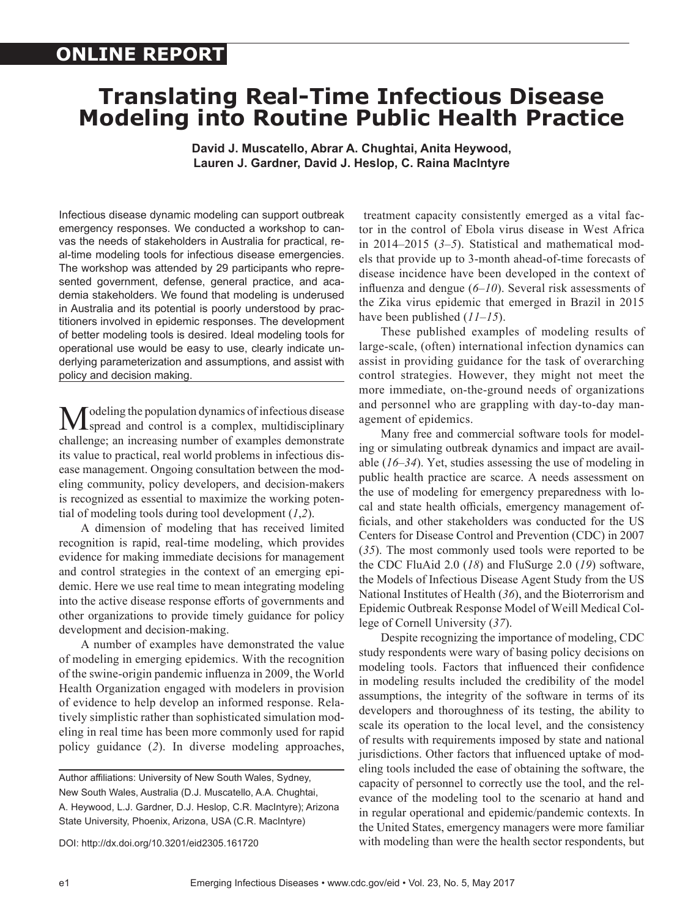ONLINE REPORT

# Translating Real-Time Infectious Disease Modeling into Routine Public Health Practice

**David J. Muscatello, Abrar A. Chughtai, Anita Heywood, Lauren J. Gardner, David J. Heslop, C. Raina MacIntyre**

Infectious disease dynamic modeling can support outbreak emergency responses. We conducted a workshop to canvas the needs of stakeholders in Australia for practical, real-time modeling tools for infectious disease emergencies. The workshop was attended by 29 participants who represented government, defense, general practice, and academia stakeholders. We found that modeling is underused in Australia and its potential is poorly understood by practitioners involved in epidemic responses. The development of better modeling tools is desired. Ideal modeling tools for operational use would be easy to use, clearly indicate underlying parameterization and assumptions, and assist with policy and decision making.

Modeling the population dynamics of infectious disease spread and control is a complex, multidisciplinary challenge; an increasing number of examples demonstrate its value to practical, real world problems in infectious disease management. Ongoing consultation between the modeling community, policy developers, and decision-makers is recognized as essential to maximize the working potential of modeling tools during tool development (*1*,*2*).

A dimension of modeling that has received limited recognition is rapid, real-time modeling, which provides evidence for making immediate decisions for management and control strategies in the context of an emerging epidemic. Here we use real time to mean integrating modeling into the active disease response efforts of governments and other organizations to provide timely guidance for policy development and decision-making.

A number of examples have demonstrated the value of modeling in emerging epidemics. With the recognition of the swine-origin pandemic influenza in 2009, the World Health Organization engaged with modelers in provision of evidence to help develop an informed response. Relatively simplistic rather than sophisticated simulation modeling in real time has been more commonly used for rapid policy guidance (*2*). In diverse modeling approaches, treatment capacity consistently emerged as a vital factor in the control of Ebola virus disease in West Africa in 2014–2015 (*3*–*5*). Statistical and mathematical models that provide up to 3-month ahead-of-time forecasts of disease incidence have been developed in the context of influenza and dengue (*6*–*10*). Several risk assessments of the Zika virus epidemic that emerged in Brazil in 2015 have been published (*11*–*15*).

These published examples of modeling results of large-scale, (often) international infection dynamics can assist in providing guidance for the task of overarching control strategies. However, they might not meet the more immediate, on-the-ground needs of organizations and personnel who are grappling with day-to-day management of epidemics.

Many free and commercial software tools for modeling or simulating outbreak dynamics and impact are available (*16*–*34*). Yet, studies assessing the use of modeling in public health practice are scarce. A needs assessment on the use of modeling for emergency preparedness with local and state health officials, emergency management officials, and other stakeholders was conducted for the US Centers for Disease Control and Prevention (CDC) in 2007 (*35*). The most commonly used tools were reported to be the CDC FluAid 2.0 (*18*) and FluSurge 2.0 (*19*) software, the Models of Infectious Disease Agent Study from the US National Institutes of Health (*36*), and the Bioterrorism and Epidemic Outbreak Response Model of Weill Medical College of Cornell University (*37*).

Despite recognizing the importance of modeling, CDC study respondents were wary of basing policy decisions on modeling tools. Factors that influenced their confidence in modeling results included the credibility of the model assumptions, the integrity of the software in terms of its developers and thoroughness of its testing, the ability to scale its operation to the local level, and the consistency of results with requirements imposed by state and national jurisdictions. Other factors that influenced uptake of modeling tools included the ease of obtaining the software, the capacity of personnel to correctly use the tool, and the relevance of the modeling tool to the scenario at hand and in regular operational and epidemic/pandemic contexts. In the United States, emergency managers were more familiar with modeling than were the health sector respondents, but

Author affiliations: University of New South Wales, Sydney, New South Wales, Australia (D.J. Muscatello, A.A. Chughtai, A. Heywood, L.J. Gardner, D.J. Heslop, C.R. MacIntyre); Arizona State University, Phoenix, Arizona, USA (C.R. MacIntyre)

DOI: http://dx.doi.org/10.3201/eid2305.161720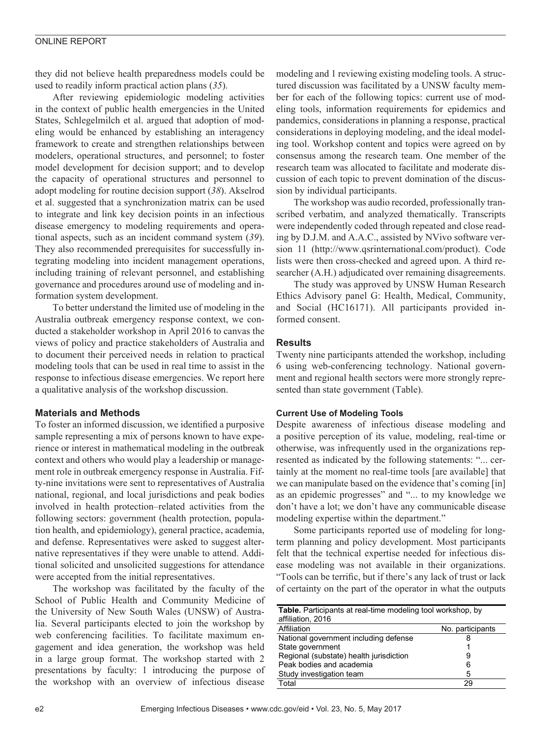they did not believe health preparedness models could be used to readily inform practical action plans (*35*).

After reviewing epidemiologic modeling activities in the context of public health emergencies in the United States, Schlegelmilch et al. argued that adoption of modeling would be enhanced by establishing an interagency framework to create and strengthen relationships between modelers, operational structures, and personnel; to foster model development for decision support; and to develop the capacity of operational structures and personnel to adopt modeling for routine decision support (*38*). Akselrod et al. suggested that a synchronization matrix can be used to integrate and link key decision points in an infectious disease emergency to modeling requirements and operational aspects, such as an incident command system (*39*). They also recommended prerequisites for successfully integrating modeling into incident management operations, including training of relevant personnel, and establishing governance and procedures around use of modeling and information system development.

To better understand the limited use of modeling in the Australia outbreak emergency response context, we conducted a stakeholder workshop in April 2016 to canvas the views of policy and practice stakeholders of Australia and to document their perceived needs in relation to practical modeling tools that can be used in real time to assist in the response to infectious disease emergencies. We report here a qualitative analysis of the workshop discussion.

## Materials and Methods

To foster an informed discussion, we identified a purposive sample representing a mix of persons known to have experience or interest in mathematical modeling in the outbreak context and others who would play a leadership or management role in outbreak emergency response in Australia. Fifty-nine invitations were sent to representatives of Australia national, regional, and local jurisdictions and peak bodies involved in health protection–related activities from the following sectors: government (health protection, population health, and epidemiology), general practice, academia, and defense. Representatives were asked to suggest alternative representatives if they were unable to attend. Additional solicited and unsolicited suggestions for attendance were accepted from the initial representatives.

The workshop was facilitated by the faculty of the School of Public Health and Community Medicine of the University of New South Wales (UNSW) of Australia. Several participants elected to join the workshop by web conferencing facilities. To facilitate maximum engagement and idea generation, the workshop was held in a large group format. The workshop started with 2 presentations by faculty: 1 introducing the purpose of the workshop with an overview of infectious disease modeling and 1 reviewing existing modeling tools. A structured discussion was facilitated by a UNSW faculty member for each of the following topics: current use of modeling tools, information requirements for epidemics and pandemics, considerations in planning a response, practical considerations in deploying modeling, and the ideal modeling tool. Workshop content and topics were agreed on by consensus among the research team. One member of the research team was allocated to facilitate and moderate discussion of each topic to prevent domination of the discussion by individual participants.

The workshop was audio recorded, professionally transcribed verbatim, and analyzed thematically. Transcripts were independently coded through repeated and close reading by D.J.M. and A.A.C., assisted by NVivo software version 11 (http://www.qsrinternational.com/product). Code lists were then cross-checked and agreed upon. A third researcher (A.H.) adjudicated over remaining disagreements.

The study was approved by UNSW Human Research Ethics Advisory panel G: Health, Medical, Community, and Social (HC16171). All participants provided informed consent.

## Results

Twenty nine participants attended the workshop, including 6 using web-conferencing technology. National government and regional health sectors were more strongly represented than state government (Table).

### Current Use of Modeling Tools

Despite awareness of infectious disease modeling and a positive perception of its value, modeling, real-time or otherwise, was infrequently used in the organizations represented as indicated by the following statements: "... certainly at the moment no real-time tools [are available] that we can manipulate based on the evidence that's coming [in] as an epidemic progresses" and "... to my knowledge we don't have a lot; we don't have any communicable disease modeling expertise within the department."

Some participants reported use of modeling for long-term planning and policy development. Most participants felt that the technical expertise needed for infectious disease modeling was not available in their organizations. "Tools can be terrific, but if there's any lack of trust or lack of certainty on the part of the operator in what the outputs

**Table.** Participants at real-time modeling tool workshop, by affiliation, 2016

| Affiliation | No. participants |
|---|---|
| National government including defense | 8 |
| State government | 1 |
| Regional (substate) health jurisdiction | 9 |
| Peak bodies and academia | 6 |
| Study investigation team | 5 |
| Total | 29 |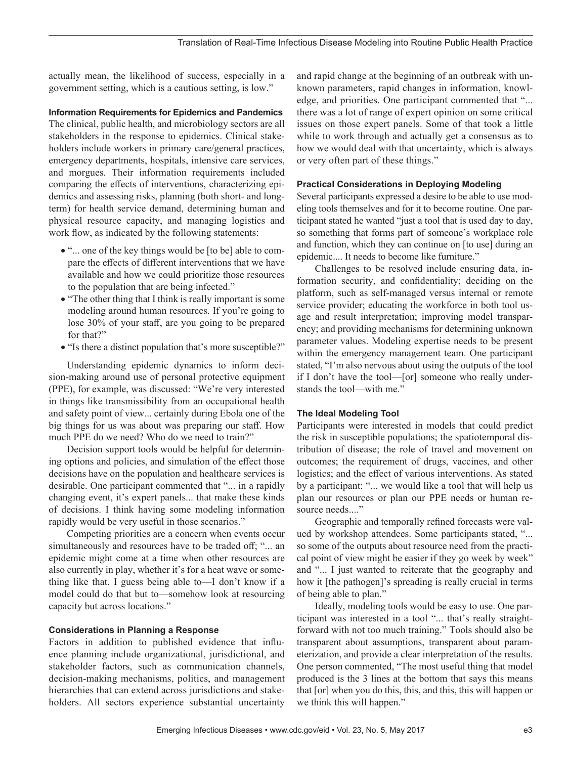actually mean, the likelihood of success, especially in a government setting, which is a cautious setting, is low."

### Information Requirements for Epidemics and Pandemics

The clinical, public health, and microbiology sectors are all stakeholders in the response to epidemics. Clinical stakeholders include workers in primary care/general practices, emergency departments, hospitals, intensive care services, and morgues. Their information requirements included comparing the effects of interventions, characterizing epidemics and assessing risks, planning (both short- and long-term) for health service demand, determining human and physical resource capacity, and managing logistics and work flow, as indicated by the following statements:

- "... one of the key things would be [to be] able to compare the effects of different interventions that we have available and how we could prioritize those resources to the population that are being infected."
- "The other thing that I think is really important is some modeling around human resources. If you're going to lose 30% of your staff, are you going to be prepared for that?"
- "Is there a distinct population that's more susceptible?"

Understanding epidemic dynamics to inform decision-making around use of personal protective equipment (PPE), for example, was discussed: "We're very interested in things like transmissibility from an occupational health and safety point of view... certainly during Ebola one of the big things for us was about was preparing our staff. How much PPE do we need? Who do we need to train?"

Decision support tools would be helpful for determining options and policies, and simulation of the effect those decisions have on the population and healthcare services is desirable. One participant commented that "... in a rapidly changing event, it's expert panels... that make these kinds of decisions. I think having some modeling information rapidly would be very useful in those scenarios."

Competing priorities are a concern when events occur simultaneously and resources have to be traded off; "... an epidemic might come at a time when other resources are also currently in play, whether it's for a heat wave or something like that. I guess being able to—I don't know if a model could do that but to—somehow look at resourcing capacity but across locations."

### Considerations in Planning a Response

Factors in addition to published evidence that influence planning include organizational, jurisdictional, and stakeholder factors, such as communication channels, decision-making mechanisms, politics, and management hierarchies that can extend across jurisdictions and stakeholders. All sectors experience substantial uncertainty and rapid change at the beginning of an outbreak with unknown parameters, rapid changes in information, knowledge, and priorities. One participant commented that "... there was a lot of range of expert opinion on some critical issues on those expert panels. Some of that took a little while to work through and actually get a consensus as to how we would deal with that uncertainty, which is always or very often part of these things."

### Practical Considerations in Deploying Modeling

Several participants expressed a desire to be able to use modeling tools themselves and for it to become routine. One participant stated he wanted "just a tool that is used day to day, so something that forms part of someone's workplace role and function, which they can continue on [to use] during an epidemic.... It needs to become like furniture."

Challenges to be resolved include ensuring data, information security, and confidentiality; deciding on the platform, such as self-managed versus internal or remote service provider; educating the workforce in both tool usage and result interpretation; improving model transparency; and providing mechanisms for determining unknown parameter values. Modeling expertise needs to be present within the emergency management team. One participant stated, "I'm also nervous about using the outputs of the tool if I don't have the tool—[or] someone who really understands the tool—with me."

### The Ideal Modeling Tool

Participants were interested in models that could predict the risk in susceptible populations; the spatiotemporal distribution of disease; the role of travel and movement on outcomes; the requirement of drugs, vaccines, and other logistics; and the effect of various interventions. As stated by a participant: "... we would like a tool that will help us plan our resources or plan our PPE needs or human resource needs...."

Geographic and temporally refined forecasts were valued by workshop attendees. Some participants stated, "... so some of the outputs about resource need from the practical point of view might be easier if they go week by week" and "... I just wanted to reiterate that the geography and how it [the pathogen]'s spreading is really crucial in terms of being able to plan."

Ideally, modeling tools would be easy to use. One participant was interested in a tool "... that's really straightforward with not too much training." Tools should also be transparent about assumptions, transparent about parameterization, and provide a clear interpretation of the results. One person commented, "The most useful thing that model produced is the 3 lines at the bottom that says this means that [or] when you do this, this, and this, this will happen or we think this will happen."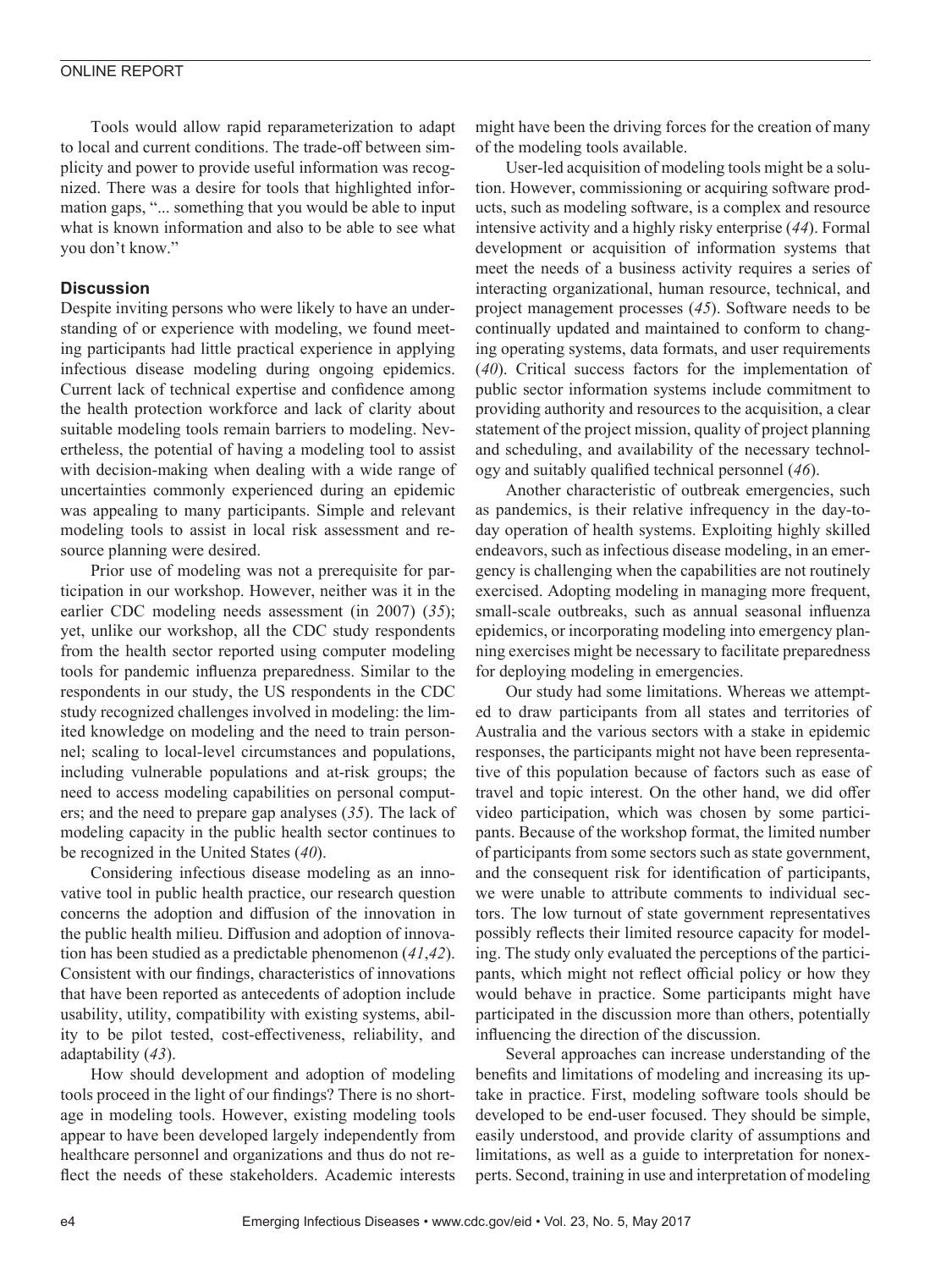Tools would allow rapid reparameterization to adapt to local and current conditions. The trade-off between simplicity and power to provide useful information was recognized. There was a desire for tools that highlighted information gaps, "... something that you would be able to input what is known information and also to be able to see what you don't know."

## Discussion

Despite inviting persons who were likely to have an understanding of or experience with modeling, we found meeting participants had little practical experience in applying infectious disease modeling during ongoing epidemics. Current lack of technical expertise and confidence among the health protection workforce and lack of clarity about suitable modeling tools remain barriers to modeling. Nevertheless, the potential of having a modeling tool to assist with decision-making when dealing with a wide range of uncertainties commonly experienced during an epidemic was appealing to many participants. Simple and relevant modeling tools to assist in local risk assessment and resource planning were desired.

Prior use of modeling was not a prerequisite for participation in our workshop. However, neither was it in the earlier CDC modeling needs assessment (in 2007) (*35*); yet, unlike our workshop, all the CDC study respondents from the health sector reported using computer modeling tools for pandemic influenza preparedness. Similar to the respondents in our study, the US respondents in the CDC study recognized challenges involved in modeling: the limited knowledge on modeling and the need to train personnel; scaling to local-level circumstances and populations, including vulnerable populations and at-risk groups; the need to access modeling capabilities on personal computers; and the need to prepare gap analyses (*35*). The lack of modeling capacity in the public health sector continues to be recognized in the United States (*40*).

Considering infectious disease modeling as an innovative tool in public health practice, our research question concerns the adoption and diffusion of the innovation in the public health milieu. Diffusion and adoption of innovation has been studied as a predictable phenomenon (*41*,*42*). Consistent with our findings, characteristics of innovations that have been reported as antecedents of adoption include usability, utility, compatibility with existing systems, ability to be pilot tested, cost-effectiveness, reliability, and adaptability (*43*).

How should development and adoption of modeling tools proceed in the light of our findings? There is no shortage in modeling tools. However, existing modeling tools appear to have been developed largely independently from healthcare personnel and organizations and thus do not reflect the needs of these stakeholders. Academic interests might have been the driving forces for the creation of many of the modeling tools available.

User-led acquisition of modeling tools might be a solution. However, commissioning or acquiring software products, such as modeling software, is a complex and resource intensive activity and a highly risky enterprise (*44*). Formal development or acquisition of information systems that meet the needs of a business activity requires a series of interacting organizational, human resource, technical, and project management processes (*45*). Software needs to be continually updated and maintained to conform to changing operating systems, data formats, and user requirements (*40*). Critical success factors for the implementation of public sector information systems include commitment to providing authority and resources to the acquisition, a clear statement of the project mission, quality of project planning and scheduling, and availability of the necessary technology and suitably qualified technical personnel (*46*).

Another characteristic of outbreak emergencies, such as pandemics, is their relative infrequency in the day-to-day operation of health systems. Exploiting highly skilled endeavors, such as infectious disease modeling, in an emergency is challenging when the capabilities are not routinely exercised. Adopting modeling in managing more frequent, small-scale outbreaks, such as annual seasonal influenza epidemics, or incorporating modeling into emergency planning exercises might be necessary to facilitate preparedness for deploying modeling in emergencies.

Our study had some limitations. Whereas we attempted to draw participants from all states and territories of Australia and the various sectors with a stake in epidemic responses, the participants might not have been representative of this population because of factors such as ease of travel and topic interest. On the other hand, we did offer video participation, which was chosen by some participants. Because of the workshop format, the limited number of participants from some sectors such as state government, and the consequent risk for identification of participants, we were unable to attribute comments to individual sectors. The low turnout of state government representatives possibly reflects their limited resource capacity for modeling. The study only evaluated the perceptions of the participants, which might not reflect official policy or how they would behave in practice. Some participants might have participated in the discussion more than others, potentially influencing the direction of the discussion.

Several approaches can increase understanding of the benefits and limitations of modeling and increasing its uptake in practice. First, modeling software tools should be developed to be end-user focused. They should be simple, easily understood, and provide clarity of assumptions and limitations, as well as a guide to interpretation for nonexperts. Second, training in use and interpretation of modeling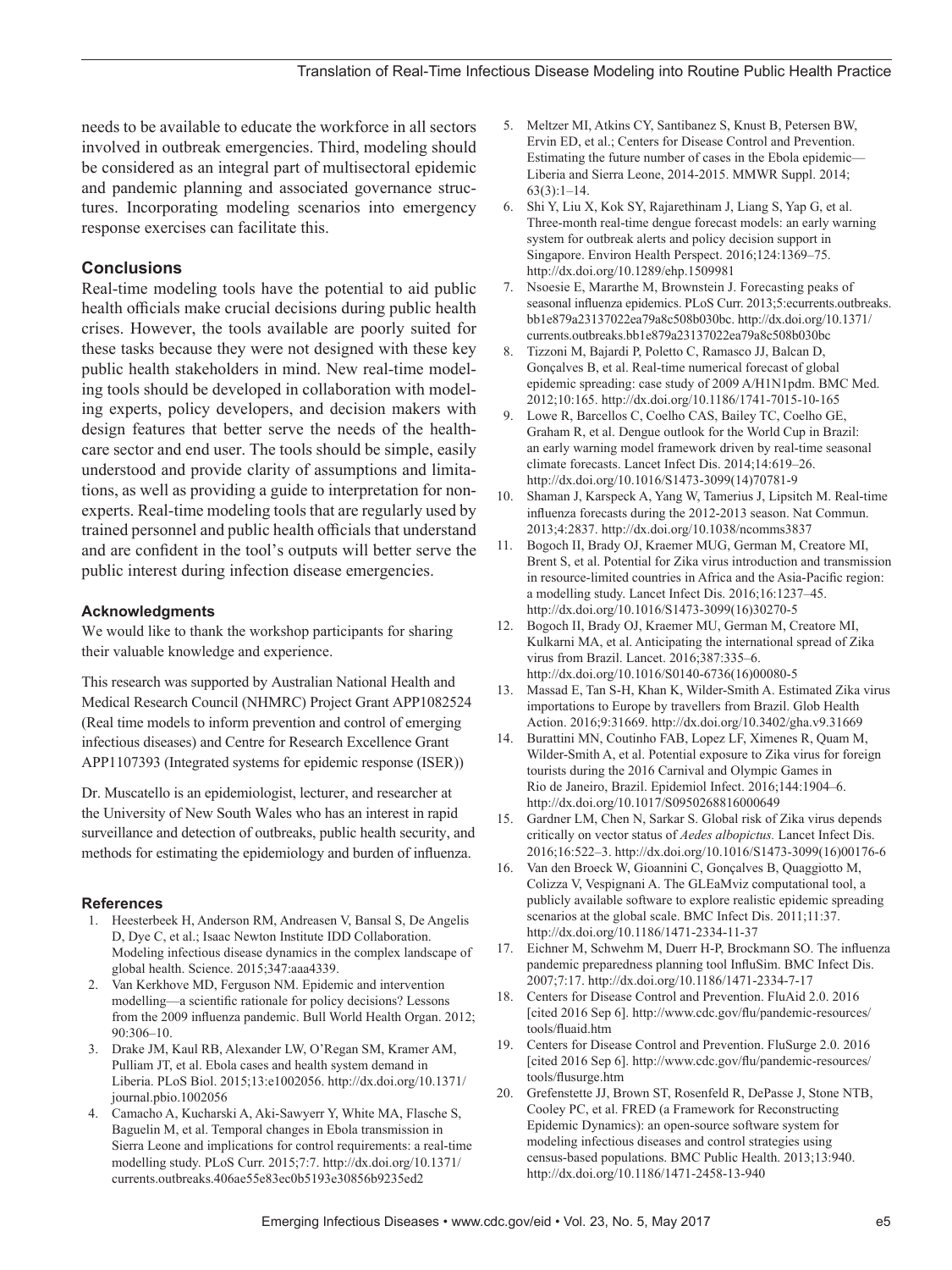needs to be available to educate the workforce in all sectors involved in outbreak emergencies. Third, modeling should be considered as an integral part of multisectoral epidemic and pandemic planning and associated governance structures. Incorporating modeling scenarios into emergency response exercises can facilitate this.

## Conclusions

Real-time modeling tools have the potential to aid public health officials make crucial decisions during public health crises. However, the tools available are poorly suited for these tasks because they were not designed with these key public health stakeholders in mind. New real-time modeling tools should be developed in collaboration with modeling experts, policy developers, and decision makers with design features that better serve the needs of the healthcare sector and end user. The tools should be simple, easily understood and provide clarity of assumptions and limitations, as well as providing a guide to interpretation for nonexperts. Real-time modeling tools that are regularly used by trained personnel and public health officials that understand and are confident in the tool's outputs will better serve the public interest during infection disease emergencies.

### Acknowledgments

We would like to thank the workshop participants for sharing their valuable knowledge and experience.

This research was supported by Australian National Health and Medical Research Council (NHMRC) Project Grant APP1082524 (Real time models to inform prevention and control of emerging infectious diseases) and Centre for Research Excellence Grant APP1107393 (Integrated systems for epidemic response (ISER))

Dr. Muscatello is an epidemiologist, lecturer, and researcher at the University of New South Wales who has an interest in rapid surveillance and detection of outbreaks, public health security, and methods for estimating the epidemiology and burden of influenza.

### References

1. Heesterbeek H, Anderson RM, Andreasen V, Bansal S, De Angelis D, Dye C, et al.; Isaac Newton Institute IDD Collaboration. Modeling infectious disease dynamics in the complex landscape of global health. Science. 2015;347:aaa4339.
2. Van Kerkhove MD, Ferguson NM. Epidemic and intervention modelling—a scientific rationale for policy decisions? Lessons from the 2009 influenza pandemic. Bull World Health Organ. 2012; 90:306–10.
3. Drake JM, Kaul RB, Alexander LW, O'Regan SM, Kramer AM, Pulliam JT, et al. Ebola cases and health system demand in Liberia. PLoS Biol. 2015;13:e1002056. http://dx.doi.org/10.1371/journal.pbio.1002056
4. Camacho A, Kucharski A, Aki-Sawyerr Y, White MA, Flasche S, Baguelin M, et al. Temporal changes in Ebola transmission in Sierra Leone and implications for control requirements: a real-time modelling study. PLoS Curr. 2015;7:7. http://dx.doi.org/10.1371/currents.outbreaks.406ae55e83ec0b5193e30856b9235ed2
5. Meltzer MI, Atkins CY, Santibanez S, Knust B, Petersen BW, Ervin ED, et al.; Centers for Disease Control and Prevention. Estimating the future number of cases in the Ebola epidemic—Liberia and Sierra Leone, 2014-2015. MMWR Suppl. 2014; 63(3):1–14.
6. Shi Y, Liu X, Kok SY, Rajarethinam J, Liang S, Yap G, et al. Three-month real-time dengue forecast models: an early warning system for outbreak alerts and policy decision support in Singapore. Environ Health Perspect. 2016;124:1369–75. http://dx.doi.org/10.1289/ehp.1509981
7. Nsoesie E, Mararthe M, Brownstein J. Forecasting peaks of seasonal influenza epidemics. PLoS Curr. 2013;5:ecurrents.outbreaks.bb1e879a23137022ea79a8c508b030bc. http://dx.doi.org/10.1371/currents.outbreaks.bb1e879a23137022ea79a8c508b030bc
8. Tizzoni M, Bajardi P, Poletto C, Ramasco JJ, Balcan D, Gonçalves B, et al. Real-time numerical forecast of global epidemic spreading: case study of 2009 A/H1N1pdm. BMC Med. 2012;10:165. http://dx.doi.org/10.1186/1741-7015-10-165
9. Lowe R, Barcellos C, Coelho CAS, Bailey TC, Coelho GE, Graham R, et al. Dengue outlook for the World Cup in Brazil: an early warning model framework driven by real-time seasonal climate forecasts. Lancet Infect Dis. 2014;14:619–26. http://dx.doi.org/10.1016/S1473-3099(14)70781-9
10. Shaman J, Karspeck A, Yang W, Tamerius J, Lipsitch M. Real-time influenza forecasts during the 2012-2013 season. Nat Commun. 2013;4:2837. http://dx.doi.org/10.1038/ncomms3837
11. Bogoch II, Brady OJ, Kraemer MUG, German M, Creatore MI, Brent S, et al. Potential for Zika virus introduction and transmission in resource-limited countries in Africa and the Asia-Pacific region: a modelling study. Lancet Infect Dis. 2016;16:1237–45. http://dx.doi.org/10.1016/S1473-3099(16)30270-5
12. Bogoch II, Brady OJ, Kraemer MU, German M, Creatore MI, Kulkarni MA, et al. Anticipating the international spread of Zika virus from Brazil. Lancet. 2016;387:335–6. http://dx.doi.org/10.1016/S0140-6736(16)00080-5
13. Massad E, Tan S-H, Khan K, Wilder-Smith A. Estimated Zika virus importations to Europe by travellers from Brazil. Glob Health Action. 2016;9:31669. http://dx.doi.org/10.3402/gha.v9.31669
14. Burattini MN, Coutinho FAB, Lopez LF, Ximenes R, Quam M, Wilder-Smith A, et al. Potential exposure to Zika virus for foreign tourists during the 2016 Carnival and Olympic Games in Rio de Janeiro, Brazil. Epidemiol Infect. 2016;144:1904–6. http://dx.doi.org/10.1017/S0950268816000649
15. Gardner LM, Chen N, Sarkar S. Global risk of Zika virus depends critically on vector status of *Aedes albopictus.* Lancet Infect Dis. 2016;16:522–3. http://dx.doi.org/10.1016/S1473-3099(16)00176-6
16. Van den Broeck W, Gioannini C, Gonçalves B, Quaggiotto M, Colizza V, Vespignani A. The GLEaMviz computational tool, a publicly available software to explore realistic epidemic spreading scenarios at the global scale. BMC Infect Dis. 2011;11:37. http://dx.doi.org/10.1186/1471-2334-11-37
17. Eichner M, Schwehm M, Duerr H-P, Brockmann SO. The influenza pandemic preparedness planning tool InfluSim. BMC Infect Dis. 2007;7:17. http://dx.doi.org/10.1186/1471-2334-7-17
18. Centers for Disease Control and Prevention. FluAid 2.0. 2016 [cited 2016 Sep 6]. http://www.cdc.gov/flu/pandemic-resources/tools/fluaid.htm
19. Centers for Disease Control and Prevention. FluSurge 2.0. 2016 [cited 2016 Sep 6]. http://www.cdc.gov/flu/pandemic-resources/tools/flusurge.htm
20. Grefenstette JJ, Brown ST, Rosenfeld R, DePasse J, Stone NTB, Cooley PC, et al. FRED (a Framework for Reconstructing Epidemic Dynamics): an open-source software system for modeling infectious diseases and control strategies using census-based populations. BMC Public Health. 2013;13:940. http://dx.doi.org/10.1186/1471-2458-13-940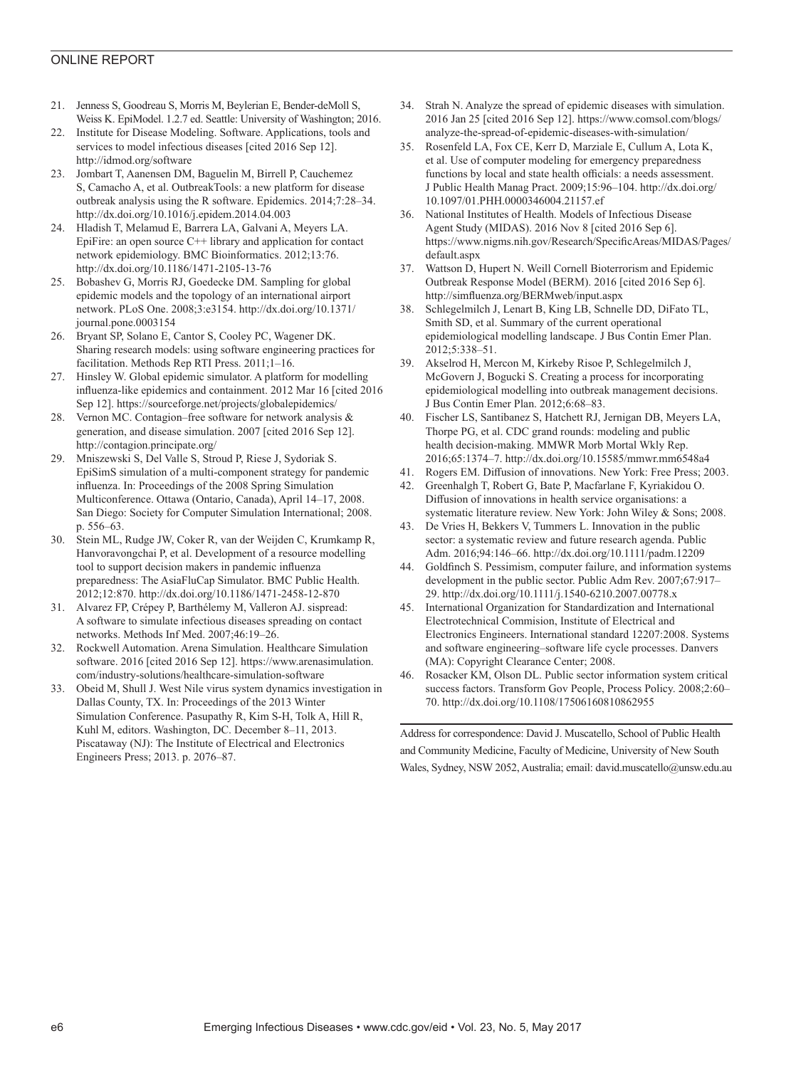21. Jenness S, Goodreau S, Morris M, Beylerian E, Bender-deMoll S, Weiss K. EpiModel. 1.2.7 ed. Seattle: University of Washington; 2016.
22. Institute for Disease Modeling. Software. Applications, tools and services to model infectious diseases [cited 2016 Sep 12]. http://idmod.org/software
23. Jombart T, Aanensen DM, Baguelin M, Birrell P, Cauchemez S, Camacho A, et al. OutbreakTools: a new platform for disease outbreak analysis using the R software. Epidemics. 2014;7:28–34. http://dx.doi.org/10.1016/j.epidem.2014.04.003
24. Hladish T, Melamud E, Barrera LA, Galvani A, Meyers LA. EpiFire: an open source C++ library and application for contact network epidemiology. BMC Bioinformatics. 2012;13:76. http://dx.doi.org/10.1186/1471-2105-13-76
25. Bobashev G, Morris RJ, Goedecke DM. Sampling for global epidemic models and the topology of an international airport network. PLoS One. 2008;3:e3154. http://dx.doi.org/10.1371/journal.pone.0003154
26. Bryant SP, Solano E, Cantor S, Cooley PC, Wagener DK. Sharing research models: using software engineering practices for facilitation. Methods Rep RTI Press. 2011;1–16.
27. Hinsley W. Global epidemic simulator. A platform for modelling influenza-like epidemics and containment. 2012 Mar 16 [cited 2016 Sep 12]. https://sourceforge.net/projects/globalepidemics/
28. Vernon MC. Contagion–free software for network analysis & generation, and disease simulation. 2007 [cited 2016 Sep 12]. http://contagion.principate.org/
29. Mniszewski S, Del Valle S, Stroud P, Riese J, Sydoriak S. EpiSimS simulation of a multi-component strategy for pandemic influenza. In: Proceedings of the 2008 Spring Simulation Multiconference. Ottawa (Ontario, Canada), April 14–17, 2008. San Diego: Society for Computer Simulation International; 2008. p. 556–63.
30. Stein ML, Rudge JW, Coker R, van der Weijden C, Krumkamp R, Hanvoravongchai P, et al. Development of a resource modelling tool to support decision makers in pandemic influenza preparedness: The AsiaFluCap Simulator. BMC Public Health. 2012;12:870. http://dx.doi.org/10.1186/1471-2458-12-870
31. Alvarez FP, Crépey P, Barthélemy M, Valleron AJ. sispread: A software to simulate infectious diseases spreading on contact networks. Methods Inf Med. 2007;46:19–26.
32. Rockwell Automation. Arena Simulation. Healthcare Simulation software. 2016 [cited 2016 Sep 12]. https://www.arenasimulation.com/industry-solutions/healthcare-simulation-software
33. Obeid M, Shull J. West Nile virus system dynamics investigation in Dallas County, TX. In: Proceedings of the 2013 Winter Simulation Conference. Pasupathy R, Kim S-H, Tolk A, Hill R, Kuhl M, editors. Washington, DC. December 8–11, 2013. Piscataway (NJ): The Institute of Electrical and Electronics Engineers Press; 2013. p. 2076–87.
34. Strah N. Analyze the spread of epidemic diseases with simulation. 2016 Jan 25 [cited 2016 Sep 12]. https://www.comsol.com/blogs/analyze-the-spread-of-epidemic-diseases-with-simulation/
35. Rosenfeld LA, Fox CE, Kerr D, Marziale E, Cullum A, Lota K, et al. Use of computer modeling for emergency preparedness functions by local and state health officials: a needs assessment. J Public Health Manag Pract. 2009;15:96–104. http://dx.doi.org/10.1097/01.PHH.0000346004.21157.ef
36. National Institutes of Health. Models of Infectious Disease Agent Study (MIDAS). 2016 Nov 8 [cited 2016 Sep 6]. https://www.nigms.nih.gov/Research/SpecificAreas/MIDAS/Pages/default.aspx
37. Wattson D, Hupert N. Weill Cornell Bioterrorism and Epidemic Outbreak Response Model (BERM). 2016 [cited 2016 Sep 6]. http://simfluenza.org/BERMweb/input.aspx
38. Schlegelmilch J, Lenart B, King LB, Schnelle DD, DiFato TL, Smith SD, et al. Summary of the current operational epidemiological modelling landscape. J Bus Contin Emer Plan. 2012;5:338–51.
39. Akselrod H, Mercon M, Kirkeby Risoe P, Schlegelmilch J, McGovern J, Bogucki S. Creating a process for incorporating epidemiological modelling into outbreak management decisions. J Bus Contin Emer Plan. 2012;6:68–83.
40. Fischer LS, Santibanez S, Hatchett RJ, Jernigan DB, Meyers LA, Thorpe PG, et al. CDC grand rounds: modeling and public health decision-making. MMWR Morb Mortal Wkly Rep. 2016;65:1374–7. http://dx.doi.org/10.15585/mmwr.mm6548a4
41. Rogers EM. Diffusion of innovations. New York: Free Press; 2003.
42. Greenhalgh T, Robert G, Bate P, Macfarlane F, Kyriakidou O. Diffusion of innovations in health service organisations: a systematic literature review. New York: John Wiley & Sons; 2008.
43. De Vries H, Bekkers V, Tummers L. Innovation in the public sector: a systematic review and future research agenda. Public Adm. 2016;94:146–66. http://dx.doi.org/10.1111/padm.12209
44. Goldfinch S. Pessimism, computer failure, and information systems development in the public sector. Public Adm Rev. 2007;67:917–29. http://dx.doi.org/10.1111/j.1540-6210.2007.00778.x
45. International Organization for Standardization and International Electrotechnical Commision, Institute of Electrical and Electronics Engineers. International standard 12207:2008. Systems and software engineering–software life cycle processes. Danvers (MA): Copyright Clearance Center; 2008.
46. Rosacker KM, Olson DL. Public sector information system critical success factors. Transform Gov People, Process Policy. 2008;2:60–70. http://dx.doi.org/10.1108/17506160810862955

Address for correspondence: David J. Muscatello, School of Public Health and Community Medicine, Faculty of Medicine, University of New South Wales, Sydney, NSW 2052, Australia; email: david.muscatello@unsw.edu.au